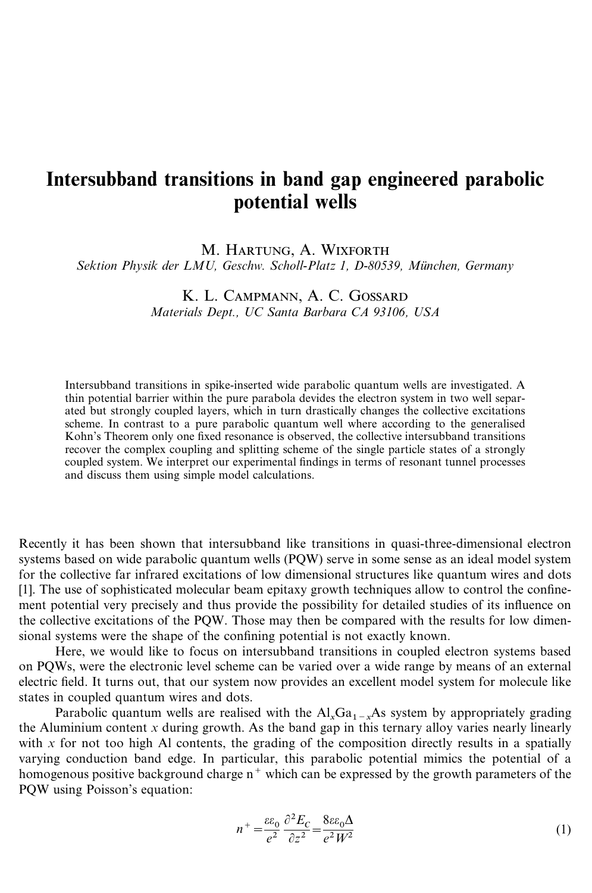# Intersubband transitions in band gap engineered parabolic potential wells

M. Hartung, A. Wixforth

*Sektion Physik der LMU, Geschw. Scholl-Platz 1, D-80539, München, Germany*

K. L. Campmann, A. C. Gossard

*Materials Dept., UC Santa Barbara CA 93106, USA*

Intersubband transitions in spike-inserted wide parabolic quantum wells are investigated. A thin potential barrier within the pure parabola devides the electron system in two well separated but strongly coupled layers, which in turn drastically changes the collective excitations scheme. In contrast to a pure parabolic quantum well where according to the generalised Kohn's Theorem only one fixed resonance is observed, the collective intersubband transitions recover the complex coupling and splitting scheme of the single particle states of a strongly coupled system. We interpret our experimental findings in terms of resonant tunnel processes and discuss them using simple model calculations.

Recently it has been shown that intersubband like transitions in quasi-three-dimensional electron systems based on wide parabolic quantum wells (PQW) serve in some sense as an ideal model system for the collective far infrared excitations of low dimensional structures like quantum wires and dots [1]. The use of sophisticated molecular beam epitaxy growth techniques allow to control the confinement potential very precisely and thus provide the possibility for detailed studies of its influence on the collective excitations of the PQW. Those may then be compared with the results for low dimensional systems were the shape of the confining potential is not exactly known.

Here, we would like to focus on intersubband transitions in coupled electron systems based on PQWs, were the electronic level scheme can be varied over a wide range by means of an external electric field. It turns out, that our system now provides an excellent model system for molecule like states in coupled quantum wires and dots.

Parabolic quantum wells are realised with the $Al_xGa_{1-x}As$ system by appropriately grading the Aluminium content $x$ during growth. As the band gap in this ternary alloy varies nearly linearly with $x$ for not too high Al contents, the grading of the composition directly results in a spatially varying conduction band edge. In particular, this parabolic potential mimics the potential of a homogenous positive background charge $n^+$ which can be expressed by the growth parameters of the PQW using Poisson's equation:

$$n^+ = \frac{\varepsilon\varepsilon_0}{e^2}\frac{\partial^2 E_C}{\partial z^2} = \frac{8\varepsilon\varepsilon_0\Delta}{e^2 W^2} \tag{1}$$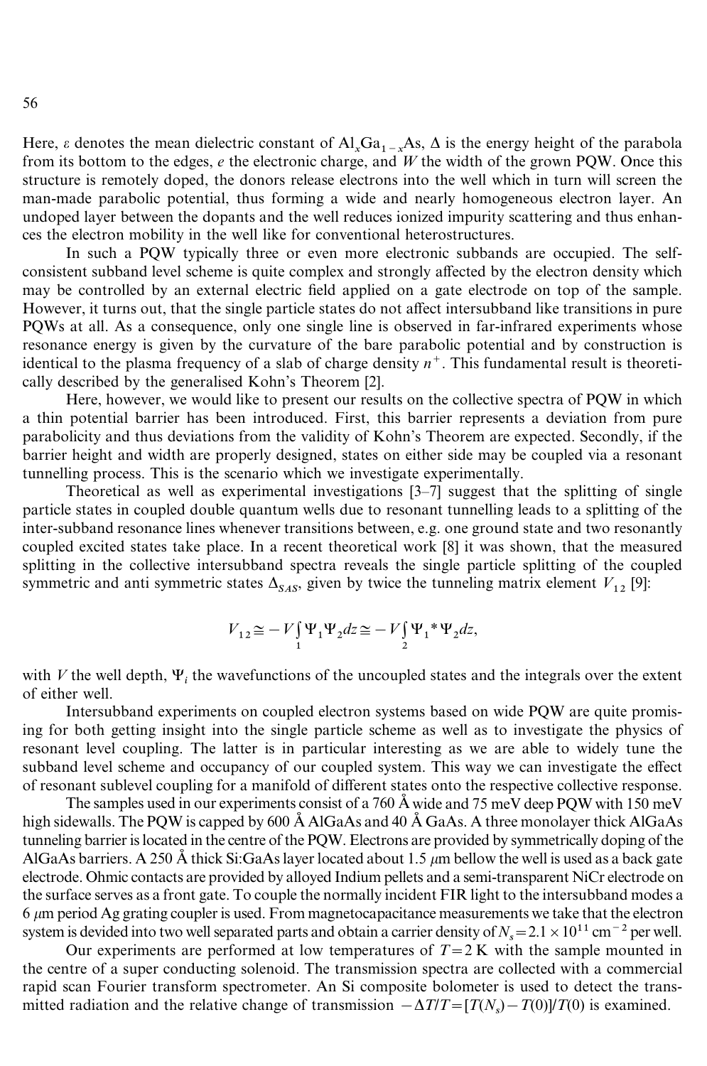Here, ε denotes the mean dielectric constant of $Al_xGa_{1-x}As$, Δ is the energy height of the parabola from its bottom to the edges, $e$ the electronic charge, and $W$ the width of the grown PQW. Once this structure is remotely doped, the donors release electrons into the well which in turn will screen the man-made parabolic potential, thus forming a wide and nearly homogeneous electron layer. An undoped layer between the dopants and the well reduces ionized impurity scattering and thus enhances the electron mobility in the well like for conventional heterostructures.

In such a PQW typically three or even more electronic subbands are occupied. The self-consistent subband level scheme is quite complex and strongly affected by the electron density which may be controlled by an external electric field applied on a gate electrode on top of the sample. However, it turns out, that the single particle states do not affect intersubband like transitions in pure PQWs at all. As a consequence, only one single line is observed in far-infrared experiments whose resonance energy is given by the curvature of the bare parabolic potential and by construction is identical to the plasma frequency of a slab of charge density $n^+$. This fundamental result is theoretically described by the generalised Kohn's Theorem [2].

Here, however, we would like to present our results on the collective spectra of PQW in which a thin potential barrier has been introduced. First, this barrier represents a deviation from pure parabolicity and thus deviations from the validity of Kohn's Theorem are expected. Secondly, if the barrier height and width are properly designed, states on either side may be coupled via a resonant tunnelling process. This is the scenario which we investigate experimentally.

Theoretical as well as experimental investigations [3–7] suggest that the splitting of single particle states in coupled double quantum wells due to resonant tunnelling leads to a splitting of the inter-subband resonance lines whenever transitions between, e.g. one ground state and two resonantly coupled excited states take place. In a recent theoretical work [8] it was shown, that the measured splitting in the collective intersubband spectra reveals the single particle splitting of the coupled symmetric and anti symmetric states $\Delta_{SAS}$, given by twice the tunneling matrix element $V_{12}$ [9]:

$$V_{12} \cong -V\int_1 \Psi_1\Psi_2 dz \cong -V\int_2 \Psi_1{}^*\Psi_2 dz,$$

with $V$ the well depth, $\Psi_i$ the wavefunctions of the uncoupled states and the integrals over the extent of either well.

Intersubband experiments on coupled electron systems based on wide PQW are quite promising for both getting insight into the single particle scheme as well as to investigate the physics of resonant level coupling. The latter is in particular interesting as we are able to widely tune the subband level scheme and occupancy of our coupled system. This way we can investigate the effect of resonant sublevel coupling for a manifold of different states onto the respective collective response.

The samples used in our experiments consist of a 760 Å wide and 75 meV deep PQW with 150 meV high sidewalls. The PQW is capped by 600 Å AlGaAs and 40 Å GaAs. A three monolayer thick AlGaAs tunneling barrier is located in the centre of the PQW. Electrons are provided by symmetrically doping of the AlGaAs barriers. A 250 Å thick Si:GaAs layer located about 1.5 μm bellow the well is used as a back gate electrode. Ohmic contacts are provided by alloyed Indium pellets and a semi-transparent NiCr electrode on the surface serves as a front gate. To couple the normally incident FIR light to the intersubband modes a 6 μm period Ag grating coupler is used. From magnetocapacitance measurements we take that the electron system is devided into two well separated parts and obtain a carrier density of $N_s = 2.1 \times 10^{11}$ cm$^{-2}$ per well.

Our experiments are performed at low temperatures of $T = 2$ K with the sample mounted in the centre of a super conducting solenoid. The transmission spectra are collected with a commercial rapid scan Fourier transform spectrometer. An Si composite bolometer is used to detect the transmitted radiation and the relative change of transmission $-\Delta T/T = [T(N_s) - T(0)]/T(0)$ is examined.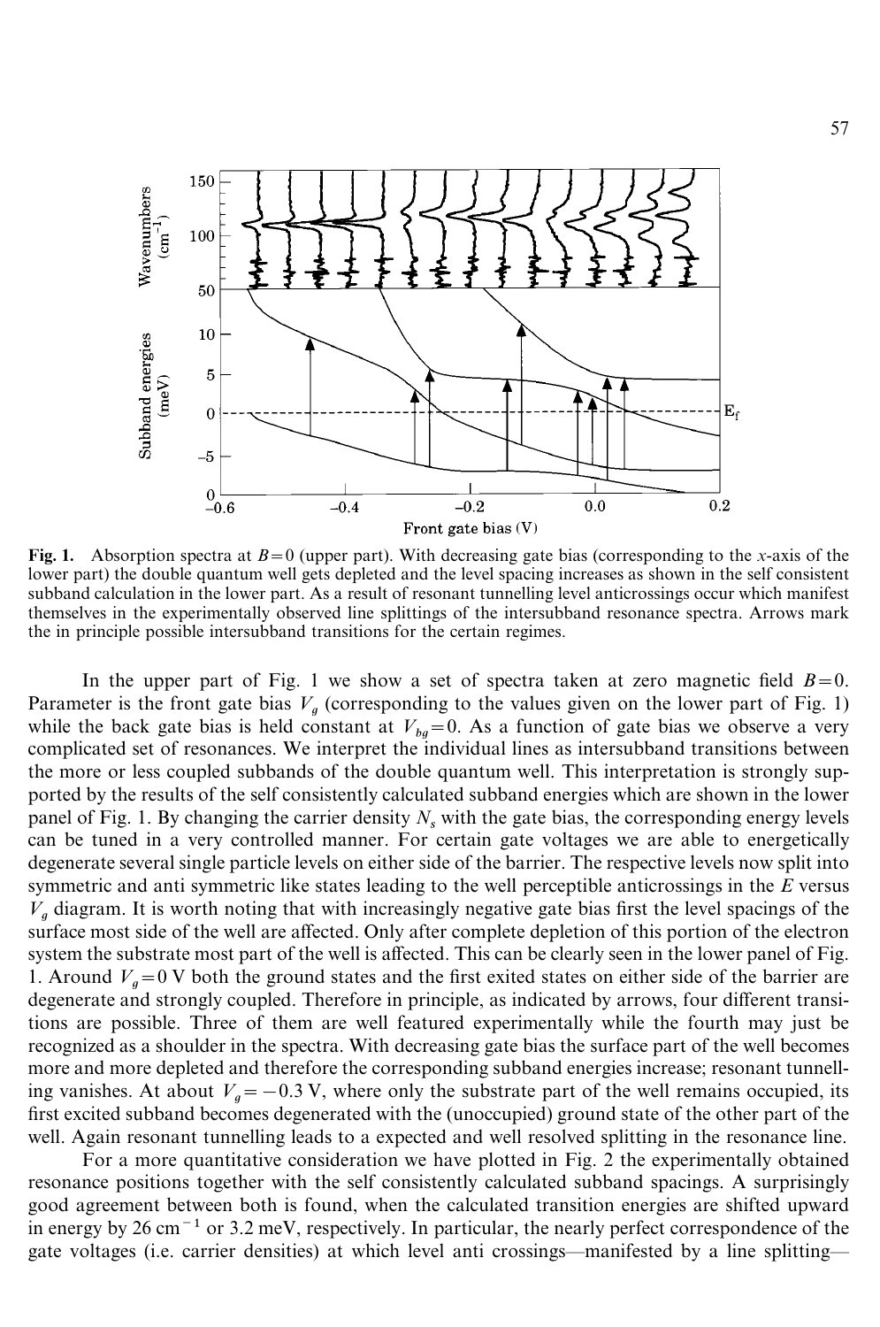**Fig. 1.** Absorption spectra at $B=0$ (upper part). With decreasing gate bias (corresponding to the $x$-axis of the lower part) the double quantum well gets depleted and the level spacing increases as shown in the self consistent subband calculation in the lower part. As a result of resonant tunnelling level anticrossings occur which manifest themselves in the experimentally observed line splittings of the intersubband resonance spectra. Arrows mark the in principle possible intersubband transitions for the certain regimes.

In the upper part of Fig. 1 we show a set of spectra taken at zero magnetic field $B=0$. Parameter is the front gate bias $V_g$ (corresponding to the values given on the lower part of Fig. 1) while the back gate bias is held constant at $V_{bg}=0$. As a function of gate bias we observe a very complicated set of resonances. We interpret the individual lines as intersubband transitions between the more or less coupled subbands of the double quantum well. This interpretation is strongly supported by the results of the self consistently calculated subband energies which are shown in the lower panel of Fig. 1. By changing the carrier density $N_s$ with the gate bias, the corresponding energy levels can be tuned in a very controlled manner. For certain gate voltages we are able to energetically degenerate several single particle levels on either side of the barrier. The respective levels now split into symmetric and anti symmetric like states leading to the well perceptible anticrossings in the $E$ versus $V_g$ diagram. It is worth noting that with increasingly negative gate bias first the level spacings of the surface most side of the well are affected. Only after complete depletion of this portion of the electron system the substrate most part of the well is affected. This can be clearly seen in the lower panel of Fig. 1. Around $V_g=0$ V both the ground states and the first exited states on either side of the barrier are degenerate and strongly coupled. Therefore in principle, as indicated by arrows, four different transitions are possible. Three of them are well featured experimentally while the fourth may just be recognized as a shoulder in the spectra. With decreasing gate bias the surface part of the well becomes more and more depleted and therefore the corresponding subband energies increase; resonant tunnelling vanishes. At about $V_g=-0.3$ V, where only the substrate part of the well remains occupied, its first excited subband becomes degenerated with the (unoccupied) ground state of the other part of the well. Again resonant tunnelling leads to a expected and well resolved splitting in the resonance line.

For a more quantitative consideration we have plotted in Fig. 2 the experimentally obtained resonance positions together with the self consistently calculated subband spacings. A surprisingly good agreement between both is found, when the calculated transition energies are shifted upward in energy by 26 $\mathrm{cm}^{-1}$ or 3.2 meV, respectively. In particular, the nearly perfect correspondence of the gate voltages (i.e. carrier densities) at which level anti crossings—manifested by a line splitting—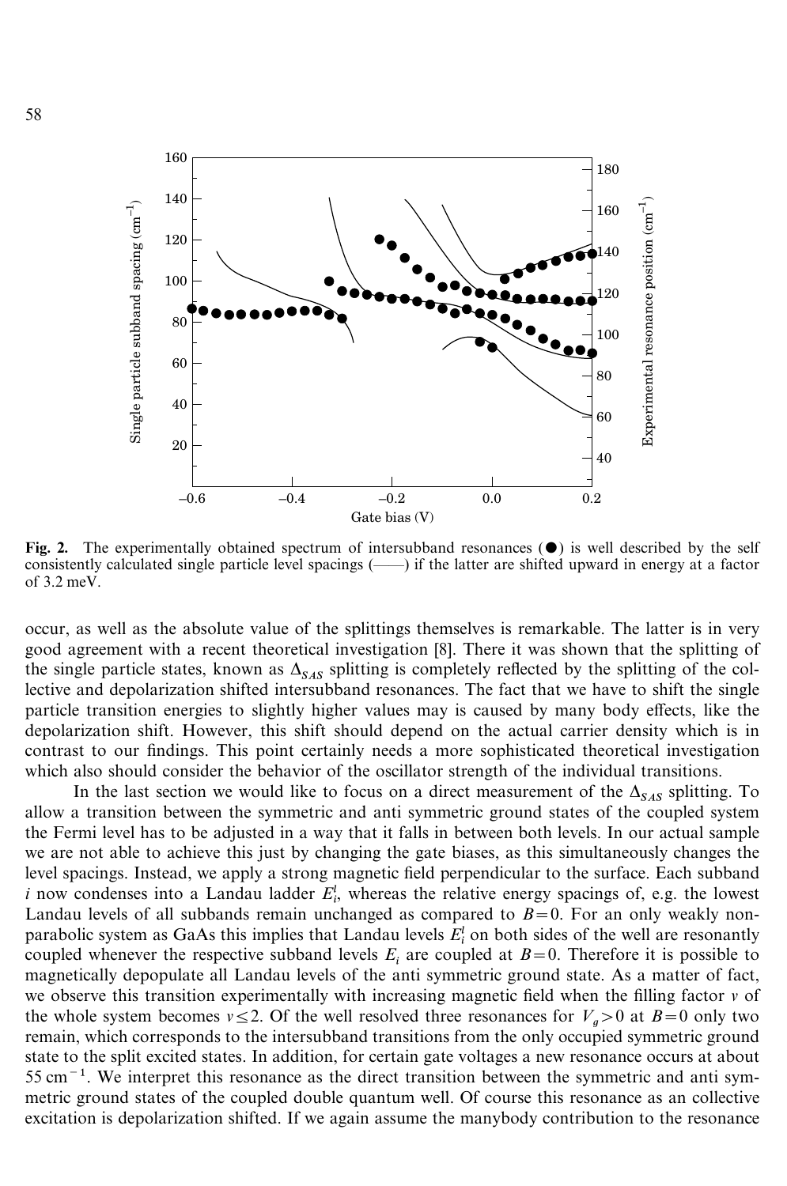**Fig. 2.** The experimentally obtained spectrum of intersubband resonances (●) is well described by the self consistently calculated single particle level spacings (——) if the latter are shifted upward in energy at a factor of 3.2 meV.

occur, as well as the absolute value of the splittings themselves is remarkable. The latter is in very good agreement with a recent theoretical investigation [8]. There it was shown that the splitting of the single particle states, known as $\Delta_{SAS}$ splitting is completely reflected by the splitting of the collective and depolarization shifted intersubband resonances. The fact that we have to shift the single particle transition energies to slightly higher values may is caused by many body effects, like the depolarization shift. However, this shift should depend on the actual carrier density which is in contrast to our findings. This point certainly needs a more sophisticated theoretical investigation which also should consider the behavior of the oscillator strength of the individual transitions.

In the last section we would like to focus on a direct measurement of the $\Delta_{SAS}$ splitting. To allow a transition between the symmetric and anti symmetric ground states of the coupled system the Fermi level has to be adjusted in a way that it falls in between both levels. In our actual sample we are not able to achieve this just by changing the gate biases, as this simultaneously changes the level spacings. Instead, we apply a strong magnetic field perpendicular to the surface. Each subband $i$ now condenses into a Landau ladder $E_i^l$, whereas the relative energy spacings of, e.g. the lowest Landau levels of all subbands remain unchanged as compared to $B=0$. For an only weakly non-parabolic system as GaAs this implies that Landau levels $E_i^l$ on both sides of the well are resonantly coupled whenever the respective subband levels $E_i$ are coupled at $B=0$. Therefore it is possible to magnetically depopulate all Landau levels of the anti symmetric ground state. As a matter of fact, we observe this transition experimentally with increasing magnetic field when the filling factor $\nu$ of the whole system becomes $\nu \leq 2$. Of the well resolved three resonances for $V_g > 0$ at $B=0$ only two remain, which corresponds to the intersubband transitions from the only occupied symmetric ground state to the split excited states. In addition, for certain gate voltages a new resonance occurs at about $55\ \mathrm{cm}^{-1}$. We interpret this resonance as the direct transition between the symmetric and anti symmetric ground states of the coupled double quantum well. Of course this resonance as an collective excitation is depolarization shifted. If we again assume the manybody contribution to the resonance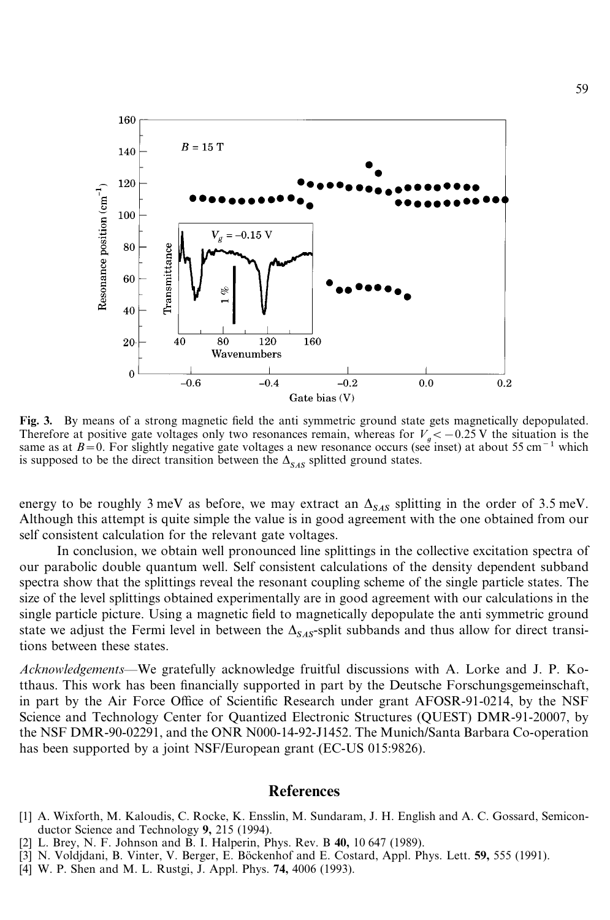Fig. 3. By means of a strong magnetic field the anti symmetric ground state gets magnetically depopulated. Therefore at positive gate voltages only two resonances remain, whereas for $V_g < -0.25$ V the situation is the same as at $B = 0$. For slightly negative gate voltages a new resonance occurs (see inset) at about 55 $cm^{-1}$ which is supposed to be the direct transition between the $\Delta_{SAS}$ splitted ground states.

energy to be roughly 3 meV as before, we may extract an $\Delta_{SAS}$ splitting in the order of 3.5 meV. Although this attempt is quite simple the value is in good agreement with the one obtained from our self consistent calculation for the relevant gate voltages.

In conclusion, we obtain well pronounced line splittings in the collective excitation spectra of our parabolic double quantum well. Self consistent calculations of the density dependent subband spectra show that the splittings reveal the resonant coupling scheme of the single particle states. The size of the level splittings obtained experimentally are in good agreement with our calculations in the single particle picture. Using a magnetic field to magnetically depopulate the anti symmetric ground state we adjust the Fermi level in between the $\Delta_{SAS}$-split subbands and thus allow for direct transitions between these states.

*Acknowledgements*—We gratefully acknowledge fruitful discussions with A. Lorke and J. P. Kotthaus. This work has been financially supported in part by the Deutsche Forschungsgemeinschaft, in part by the Air Force Office of Scientific Research under grant AFOSR-91-0214, by the NSF Science and Technology Center for Quantized Electronic Structures (QUEST) DMR-91-20007, by the NSF DMR-90-02291, and the ONR N000-14-92-J1452. The Munich/Santa Barbara Co-operation has been supported by a joint NSF/European grant (EC-US 015:9826).

## References

[1] A. Wixforth, M. Kaloudis, C. Rocke, K. Ensslin, M. Sundaram, J. H. English and A. C. Gossard, Semiconductor Science and Technology **9,** 215 (1994).
[2] L. Brey, N. F. Johnson and B. I. Halperin, Phys. Rev. B **40,** 10 647 (1989).
[3] N. Voldjdani, B. Vinter, V. Berger, E. Böckenhof and E. Costard, Appl. Phys. Lett. **59,** 555 (1991).
[4] W. P. Shen and M. L. Rustgi, J. Appl. Phys. **74,** 4006 (1993).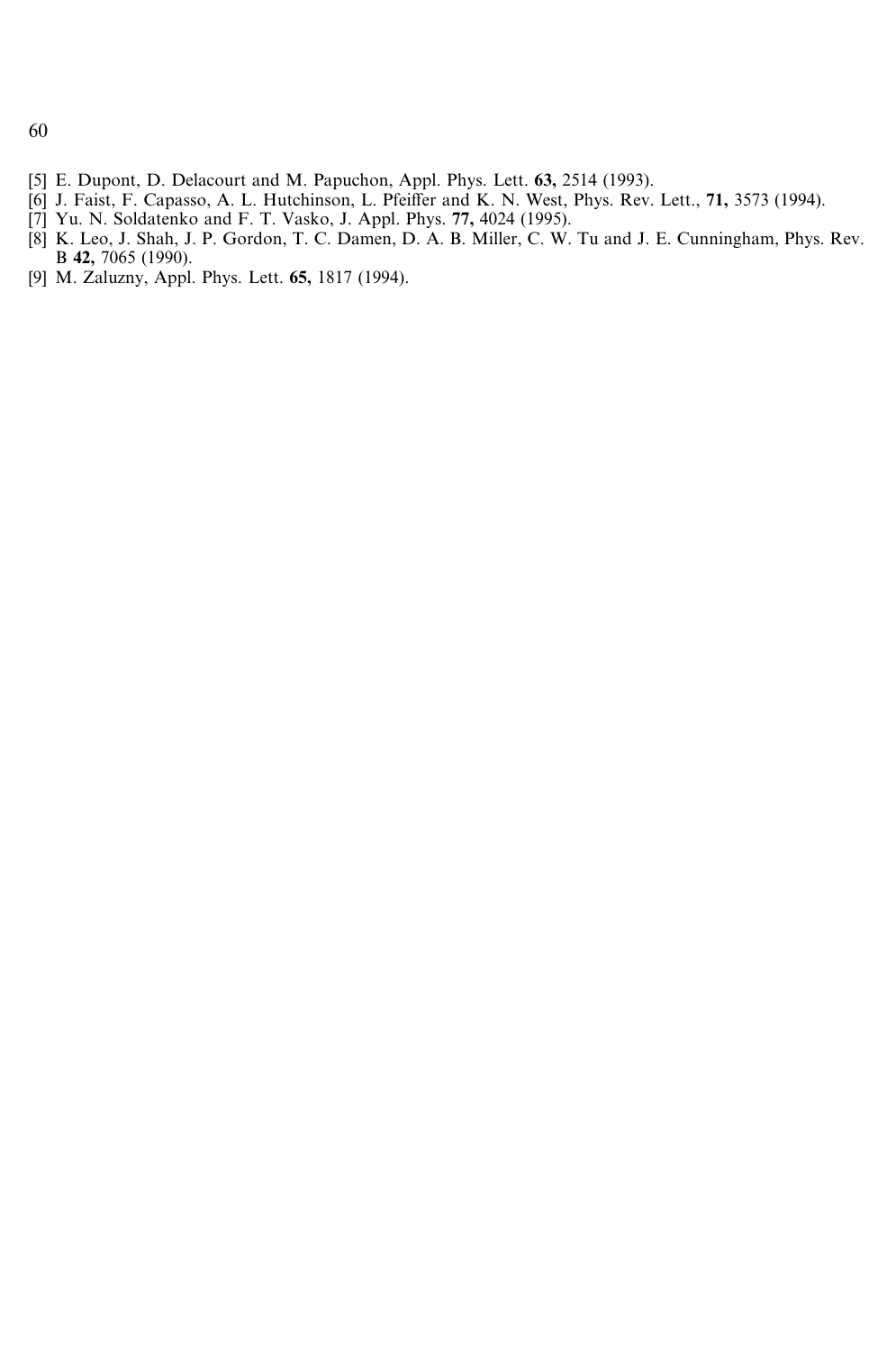[5] E. Dupont, D. Delacourt and M. Papuchon, Appl. Phys. Lett. **63,** 2514 (1993).
[6] J. Faist, F. Capasso, A. L. Hutchinson, L. Pfeiffer and K. N. West, Phys. Rev. Lett., **71,** 3573 (1994).
[7] Yu. N. Soldatenko and F. T. Vasko, J. Appl. Phys. **77,** 4024 (1995).
[8] K. Leo, J. Shah, J. P. Gordon, T. C. Damen, D. A. B. Miller, C. W. Tu and J. E. Cunningham, Phys. Rev. B **42,** 7065 (1990).
[9] M. Zaluzny, Appl. Phys. Lett. **65,** 1817 (1994).